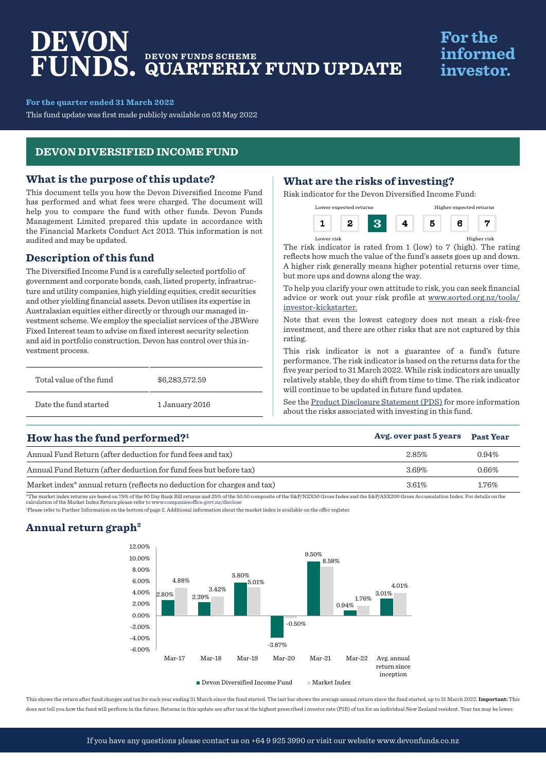# DEVON FUNDS. DEVON FUNDS SCHEME QUARTERLY FUND UPDATE

**For the informed investor.**

**For the quarter ended 31 March 2022**

This fund update was first made publicly available on 03 May 2022

## DEVON DIVERSIFIED INCOME FUND

### What is the purpose of this update?

This document tells you how the Devon Diversified Income Fund has performed and what fees were charged. The document will help you to compare the fund with other funds. Devon Funds Management Limited prepared this update in accordance with the Financial Markets Conduct Act 2013. This information is not audited and may be updated.

### Description of this fund

The Diversified Income Fund is a carefully selected portfolio of government and corporate bonds, cash, listed property, infrastructure and utility companies, high yielding equities, credit securities and other yielding financial assets. Devon utilises its expertise in Australasian equities either directly or through our managed investment scheme. We employ the specialist services of the JBWere Fixed Interest team to advise on fixed interest security selection and aid in portfolio construction. Devon has control over this investment process.

| | |
|---|---|
| Total value of the fund | $6,283,572.59 |
| Date the fund started | 1 January 2016 |

### What are the risks of investing?

Risk indicator for the Devon Diversified Income Fund:

Lower expected returns — Higher expected returns

| 1 | 2 | **3** | 4 | 5 | 6 | 7 |
|---|---|---|---|---|---|---|

Lower risk — Higher risk

The risk indicator is rated from 1 (low) to 7 (high). The rating reflects how much the value of the fund's assets goes up and down. A higher risk generally means higher potential returns over time, but more ups and downs along the way.

To help you clarify your own attitude to risk, you can seek financial advice or work out your risk profile at www.sorted.org.nz/tools/investor-kickstarter.

Note that even the lowest category does not mean a risk-free investment, and there are other risks that are not captured by this rating.

This risk indicator is not a guarantee of a fund's future performance. The risk indicator is based on the returns data for the five year period to 31 March 2022. While risk indicators are usually relatively stable, they do shift from time to time. The risk indicator will continue to be updated in future fund updates.

See the Product Disclosure Statement (PDS) for more information about the risks associated with investing in this fund.

### How has the fund performed?[1]

| | Avg. over past 5 years | Past Year |
|---|---|---|
| Annual Fund Return (after deduction for fund fees and tax) | 2.85% | 0.94% |
| Annual Fund Return (after deduction for fund fees but before tax) | 3.69% | 0.66% |
| Market index* annual return (reflects no deduction for charges and tax) | 3.61% | 1.76% |

*The market index returns are based on 75% of the 90 Day Bank Bill returns and 25% of the 50:50 composite of the S&P/NZX50 Gross Index and the S&P/ASX200 Gross Accumulation Index. For details on the calculation of the Market Index Return please refer to www.companiesoffice.govt.nz/disclose

[1]Please refer to Further Information on the bottom of page 2. Additional information about the market index is available on the offer register.

### Annual return graph[2]

| | Devon Diversified Income Fund | Market Index |
|---|---|---|
| Mar-17 | 2.80% | 4.88% |
| Mar-18 | 2.39% | 3.42% |
| Mar-19 | 5.80% | 5.01% |
| Mar-20 | -3.87% | -0.50% |
| Mar-21 | 9.50% | 8.58% |
| Mar-22 | 0.94% | 1.76% |
| Avg. annual return since inception | 3.01% | 4.01% |

This shows the return after fund charges and tax for each year ending 31 March since the fund started. The last bar shows the average annual return since the fund started, up to 31 March 2022. **Important:** This does not tell you how the fund will perform in the future. Returns in this update are after tax at the highest prescribed i investor rate (PIR) of tax for an individual New Zealand resident. Your tax may be lower.

If you have any questions please contact us on +64 9 925 3990 or visit our website www.devonfunds.co.nz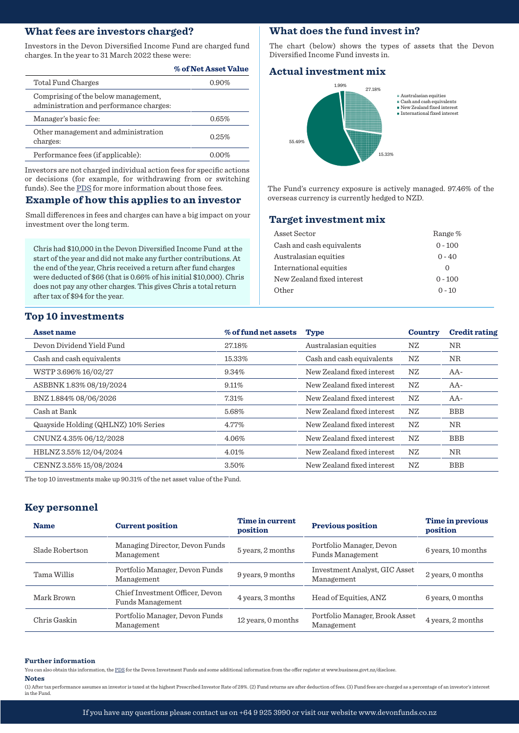## What fees are investors charged?

Investors in the Devon Diversified Income Fund are charged fund charges. In the year to 31 March 2022 these were:

| | % of Net Asset Value |
|---|---|
| Total Fund Charges | 0.90% |
| Comprising of the below management, administration and performance charges: | |
| Manager's basic fee: | 0.65% |
| Other management and administration charges: | 0.25% |
| Performance fees (if applicable): | 0.00% |

Investors are not charged individual action fees for specific actions or decisions (for example, for withdrawing from or switching funds). See the PDS for more information about those fees.

## Example of how this applies to an investor

Small differences in fees and charges can have a big impact on your investment over the long term.

Chris had $10,000 in the Devon Diversified Income Fund at the start of the year and did not make any further contributions. At the end of the year, Chris received a return after fund charges were deducted of $66 (that is 0.66% of his initial $10,000). Chris does not pay any other charges. This gives Chris a total return after tax of $94 for the year.

## What does the fund invest in?

The chart (below) shows the types of assets that the Devon Diversified Income Fund invests in.

### Actual investment mix

1.99%
27.18%
15.33%
55.49%

- Australasian equities
- Cash and cash equivalents
- New Zealand fixed interest
- International fixed interest

The Fund's currency exposure is actively managed. 97.46% of the overseas currency is currently hedged to NZD.

### Target investment mix

| Asset Sector | Range % |
|---|---|
| Cash and cash equivalents | 0 - 100 |
| Australasian equities | 0 - 40 |
| International equities | 0 |
| New Zealand fixed interest | 0 - 100 |
| Other | 0 - 10 |

## Top 10 investments

| Asset name | % of fund net assets | Type | Country | Credit rating |
|---|---|---|---|---|
| Devon Dividend Yield Fund | 27.18% | Australasian equities | NZ | NR |
| Cash and cash equivalents | 15.33% | Cash and cash equivalents | NZ | NR |
| WSTP 3.696% 16/02/27 | 9.34% | New Zealand fixed interest | NZ | AA- |
| ASBBNK 1.83% 08/19/2024 | 9.11% | New Zealand fixed interest | NZ | AA- |
| BNZ 1.884% 08/06/2026 | 7.31% | New Zealand fixed interest | NZ | AA- |
| Cash at Bank | 5.68% | New Zealand fixed interest | NZ | BBB |
| Quayside Holding (QHLNZ) 10% Series | 4.77% | New Zealand fixed interest | NZ | NR |
| CNUNZ 4.35% 06/12/2028 | 4.06% | New Zealand fixed interest | NZ | BBB |
| HBLNZ 3.55% 12/04/2024 | 4.01% | New Zealand fixed interest | NZ | NR |
| CENNZ 3.55% 15/08/2024 | 3.50% | New Zealand fixed interest | NZ | BBB |

The top 10 investments make up 90.31% of the net asset value of the Fund.

## Key personnel

| Name | Current position | Time in current position | Previous position | Time in previous position |
|---|---|---|---|---|
| Slade Robertson | Managing Director, Devon Funds Management | 5 years, 2 months | Portfolio Manager, Devon Funds Management | 6 years, 10 months |
| Tama Willis | Portfolio Manager, Devon Funds Management | 9 years, 9 months | Investment Analyst, GIC Asset Management | 2 years, 0 months |
| Mark Brown | Chief Investment Officer, Devon Funds Management | 4 years, 3 months | Head of Equities, ANZ | 6 years, 0 months |
| Chris Gaskin | Portfolio Manager, Devon Funds Management | 12 years, 0 months | Portfolio Manager, Brook Asset Management | 4 years, 2 months |

**Further information**

You can also obtain this information, the PDS for the Devon Investment Funds and some additional information from the offer register at www.business.govt.nz/disclose.

**Notes**

(1) After tax performance assumes an investor is taxed at the highest Prescribed Investor Rate of 28%. (2) Fund returns are after deduction of fees. (3) Fund fees are charged as a percentage of an investor's interest in the Fund.

If you have any questions please contact us on +64 9 925 3990 or visit our website www.devonfunds.co.nz